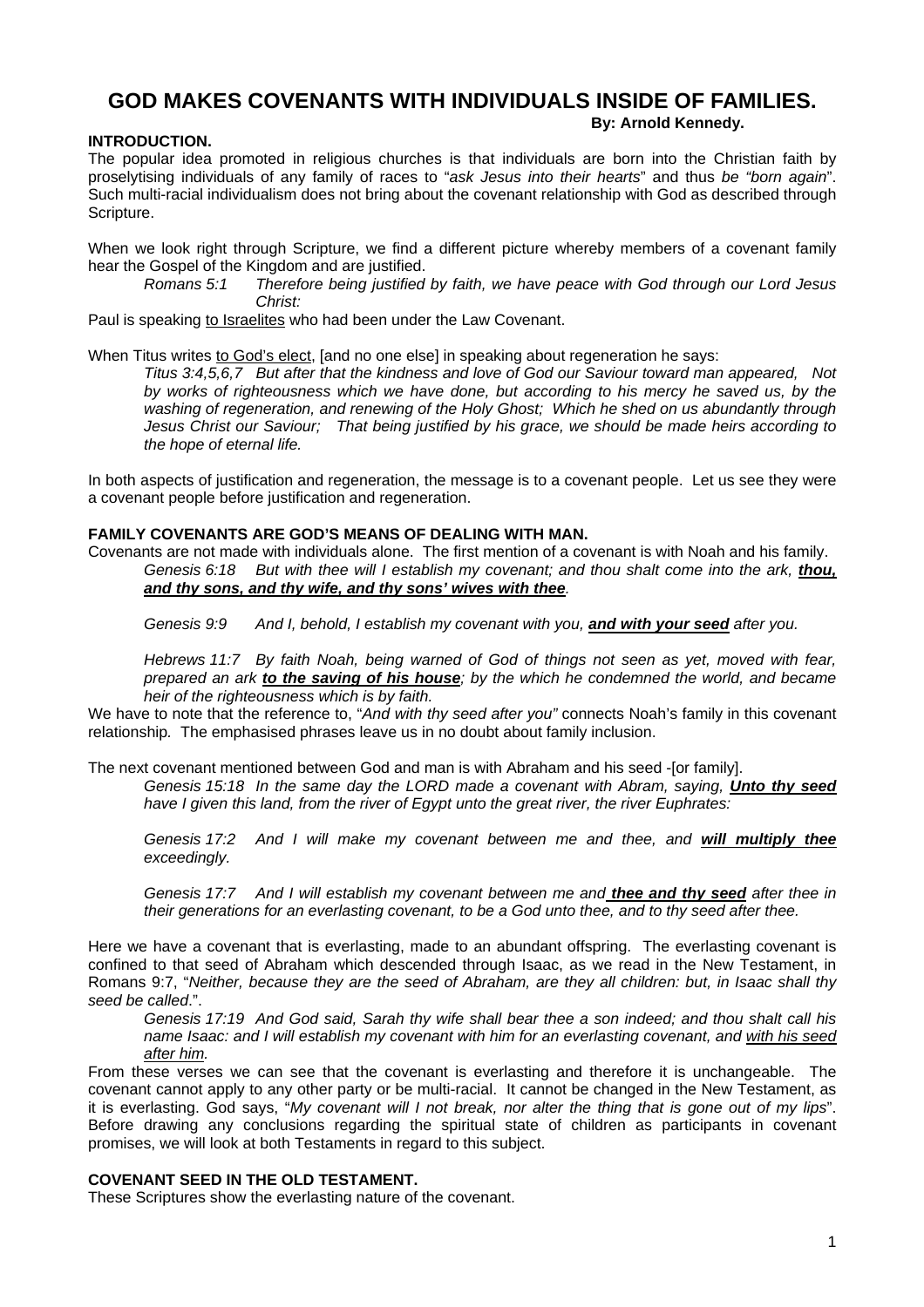# GOD MAKES COVENANTS WITH INDIVIDUALS INSIDE OF FAMILIES.

**By: Arnold Kennedy.**

**INTRODUCTION.**

The popular idea promoted in religious churches is that individuals are born into the Christian faith by proselytising individuals of any family of races to "*ask Jesus into their hearts*" and thus *be "born again"*. Such multi-racial individualism does not bring about the covenant relationship with God as described through Scripture.

When we look right through Scripture, we find a different picture whereby members of a covenant family hear the Gospel of the Kingdom and are justified.

> *Romans 5:1 Therefore being justified by faith, we have peace with God through our Lord Jesus Christ:*

Paul is speaking <u>to Israelites</u> who had been under the Law Covenant.

When Titus writes <u>to God's elect</u>, [and no one else] in speaking about regeneration he says:

> *Titus 3:4,5,6,7 But after that the kindness and love of God our Saviour toward man appeared, Not by works of righteousness which we have done, but according to his mercy he saved us, by the washing of regeneration, and renewing of the Holy Ghost; Which he shed on us abundantly through Jesus Christ our Saviour; That being justified by his grace, we should be made heirs according to the hope of eternal life.*

In both aspects of justification and regeneration, the message is to a covenant people. Let us see they were a covenant people before justification and regeneration.

**FAMILY COVENANTS ARE GOD'S MEANS OF DEALING WITH MAN.**

Covenants are not made with individuals alone. The first mention of a covenant is with Noah and his family.

> *Genesis 6:18 But with thee will I establish my covenant; and thou shalt come into the ark, **<u>thou, and thy sons, and thy wife, and thy sons' wives with thee</u>**.*
>
> *Genesis 9:9 And I, behold, I establish my covenant with you, **<u>and with your seed</u>** after you.*
>
> *Hebrews 11:7 By faith Noah, being warned of God of things not seen as yet, moved with fear, prepared an ark **<u>to the saving of his house</u>**; by the which he condemned the world, and became heir of the righteousness which is by faith.*

We have to note that the reference to, "*And with thy seed after you"* connects Noah's family in this covenant relationship*.* The emphasised phrases leave us in no doubt about family inclusion.

The next covenant mentioned between God and man is with Abraham and his seed -[or family].

> *Genesis 15:18 In the same day the LORD made a covenant with Abram, saying, **<u>Unto thy seed</u>** have I given this land, from the river of Egypt unto the great river, the river Euphrates:*
>
> *Genesis 17:2 And I will make my covenant between me and thee, and **<u>will multiply thee</u>** exceedingly.*
>
> *Genesis 17:7 And I will establish my covenant between me and **<u>thee and thy seed</u>** after thee in their generations for an everlasting covenant, to be a God unto thee, and to thy seed after thee.*

Here we have a covenant that is everlasting, made to an abundant offspring. The everlasting covenant is confined to that seed of Abraham which descended through Isaac, as we read in the New Testament, in Romans 9:7, "*Neither, because they are the seed of Abraham, are they all children: but, in Isaac shall thy seed be called*.".

> *Genesis 17:19 And God said, Sarah thy wife shall bear thee a son indeed; and thou shalt call his name Isaac: and I will establish my covenant with him for an everlasting covenant, and <u>with his seed after him</u>.*

From these verses we can see that the covenant is everlasting and therefore it is unchangeable. The covenant cannot apply to any other party or be multi-racial. It cannot be changed in the New Testament, as it is everlasting. God says, "*My covenant will I not break, nor alter the thing that is gone out of my lips*". Before drawing any conclusions regarding the spiritual state of children as participants in covenant promises, we will look at both Testaments in regard to this subject.

**COVENANT SEED IN THE OLD TESTAMENT.**

These Scriptures show the everlasting nature of the covenant.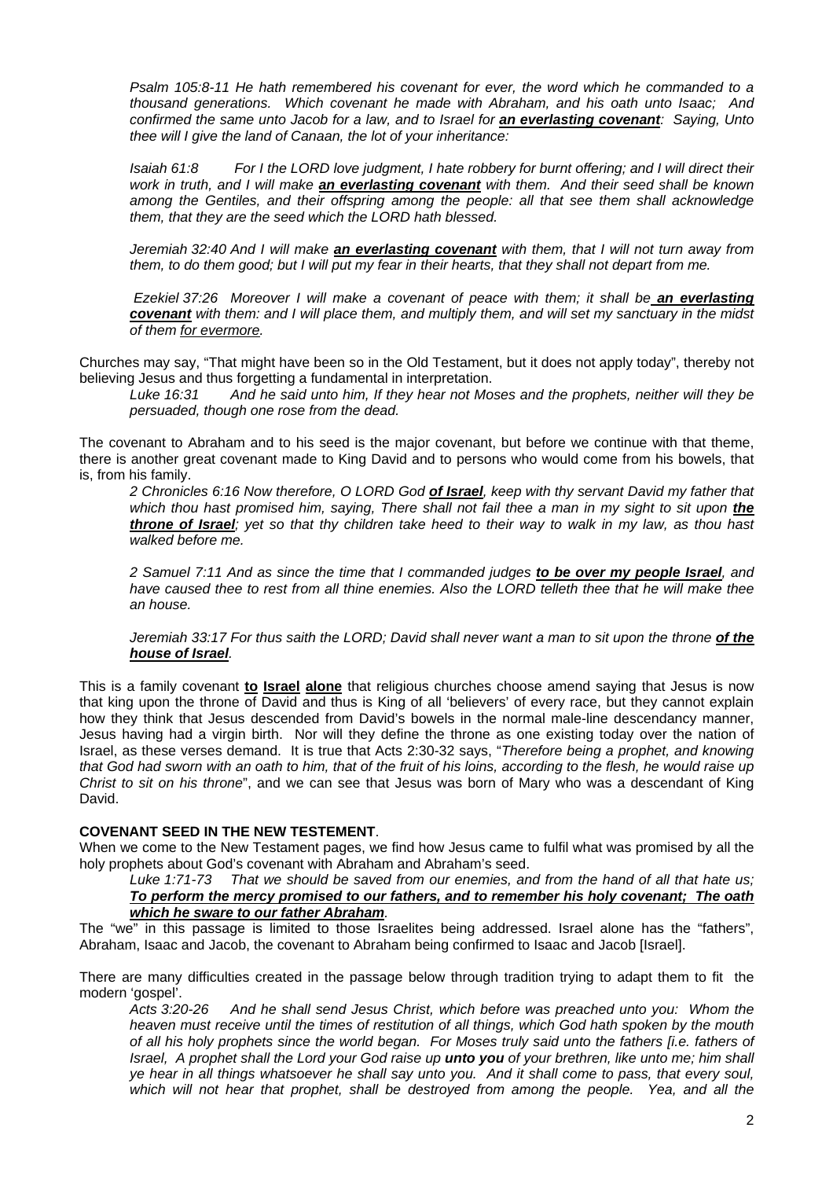*Psalm 105:8-11 He hath remembered his covenant for ever, the word which he commanded to a thousand generations. Which covenant he made with Abraham, and his oath unto Isaac; And confirmed the same unto Jacob for a law, and to Israel for **<u>an everlasting covenant</u>**: Saying, Unto thee will I give the land of Canaan, the lot of your inheritance:*

*Isaiah 61:8 For I the LORD love judgment, I hate robbery for burnt offering; and I will direct their work in truth, and I will make **<u>an everlasting covenant</u>** with them. And their seed shall be known among the Gentiles, and their offspring among the people: all that see them shall acknowledge them, that they are the seed which the LORD hath blessed.*

*Jeremiah 32:40 And I will make **<u>an everlasting covenant</u>** with them, that I will not turn away from them, to do them good; but I will put my fear in their hearts, that they shall not depart from me.*

*Ezekiel 37:26 Moreover I will make a covenant of peace with them; it shall be **<u>an everlasting covenant</u>** with them: and I will place them, and multiply them, and will set my sanctuary in the midst of them <u>for evermore</u>.*

Churches may say, "That might have been so in the Old Testament, but it does not apply today", thereby not believing Jesus and thus forgetting a fundamental in interpretation.

*Luke 16:31 And he said unto him, If they hear not Moses and the prophets, neither will they be persuaded, though one rose from the dead.*

The covenant to Abraham and to his seed is the major covenant, but before we continue with that theme, there is another great covenant made to King David and to persons who would come from his bowels, that is, from his family.

*2 Chronicles 6:16 Now therefore, O LORD God **<u>of Israel</u>**, keep with thy servant David my father that which thou hast promised him, saying, There shall not fail thee a man in my sight to sit upon **<u>the throne of Israel</u>**; yet so that thy children take heed to their way to walk in my law, as thou hast walked before me.*

*2 Samuel 7:11 And as since the time that I commanded judges **<u>to be over my people Israel</u>**, and have caused thee to rest from all thine enemies. Also the LORD telleth thee that he will make thee an house.*

*Jeremiah 33:17 For thus saith the LORD; David shall never want a man to sit upon the throne **<u>of the house of Israel</u>**.*

This is a family covenant **<u>to</u> <u>Israel</u> <u>alone</u>** that religious churches choose amend saying that Jesus is now that king upon the throne of David and thus is King of all 'believers' of every race, but they cannot explain how they think that Jesus descended from David's bowels in the normal male-line descendancy manner, Jesus having had a virgin birth. Nor will they define the throne as one existing today over the nation of Israel, as these verses demand. It is true that Acts 2:30-32 says, "*Therefore being a prophet, and knowing that God had sworn with an oath to him, that of the fruit of his loins, according to the flesh, he would raise up Christ to sit on his throne*", and we can see that Jesus was born of Mary who was a descendant of King David.

**COVENANT SEED IN THE NEW TESTEMENT**.

When we come to the New Testament pages, we find how Jesus came to fulfil what was promised by all the holy prophets about God's covenant with Abraham and Abraham's seed.

*Luke 1:71-73 That we should be saved from our enemies, and from the hand of all that hate us; **<u>To perform the mercy promised to our fathers, and to remember his holy covenant; The oath which he sware to our father Abraham</u>**.*

The "we" in this passage is limited to those Israelites being addressed. Israel alone has the "fathers", Abraham, Isaac and Jacob, the covenant to Abraham being confirmed to Isaac and Jacob [Israel].

There are many difficulties created in the passage below through tradition trying to adapt them to fit the modern 'gospel'.

*Acts 3:20-26 And he shall send Jesus Christ, which before was preached unto you: Whom the heaven must receive until the times of restitution of all things, which God hath spoken by the mouth of all his holy prophets since the world began. For Moses truly said unto the fathers [i.e. fathers of Israel, A prophet shall the Lord your God raise up **unto you** of your brethren, like unto me; him shall ye hear in all things whatsoever he shall say unto you. And it shall come to pass, that every soul, which will not hear that prophet, shall be destroyed from among the people. Yea, and all the*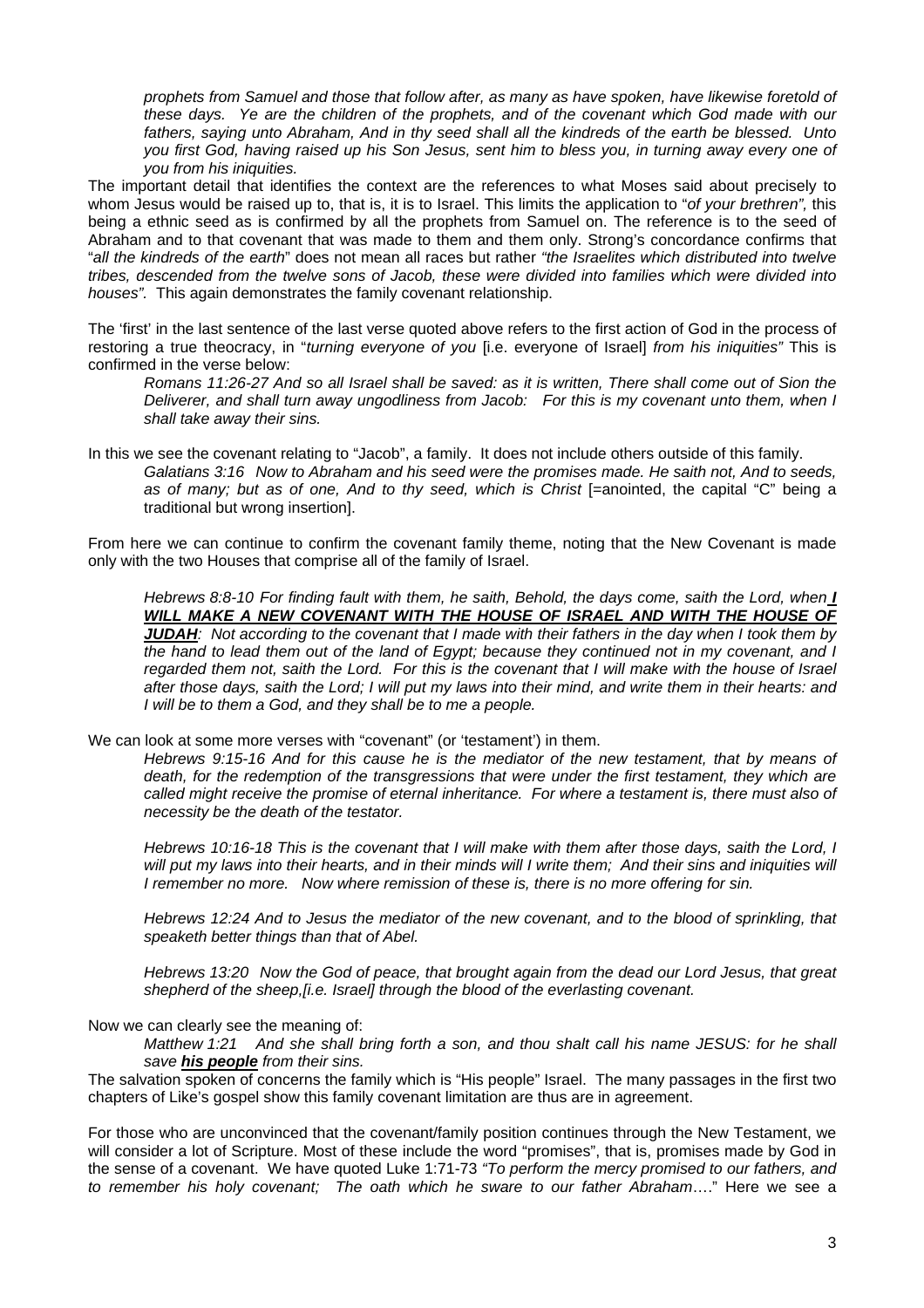*prophets from Samuel and those that follow after, as many as have spoken, have likewise foretold of these days. Ye are the children of the prophets, and of the covenant which God made with our fathers, saying unto Abraham, And in thy seed shall all the kindreds of the earth be blessed. Unto you first God, having raised up his Son Jesus, sent him to bless you, in turning away every one of you from his iniquities.*

The important detail that identifies the context are the references to what Moses said about precisely to whom Jesus would be raised up to, that is, it is to Israel. This limits the application to "*of your brethren"*, this being a ethnic seed as is confirmed by all the prophets from Samuel on. The reference is to the seed of Abraham and to that covenant that was made to them and them only. Strong's concordance confirms that "*all the kindreds of the earth*" does not mean all races but rather *"the Israelites which distributed into twelve tribes, descended from the twelve sons of Jacob, these were divided into families which were divided into houses"*. This again demonstrates the family covenant relationship.

The 'first' in the last sentence of the last verse quoted above refers to the first action of God in the process of restoring a true theocracy, in "*turning everyone of you* [i.e. everyone of Israel] *from his iniquities"* This is confirmed in the verse below:

> *Romans 11:26-27 And so all Israel shall be saved: as it is written, There shall come out of Sion the Deliverer, and shall turn away ungodliness from Jacob: For this is my covenant unto them, when I shall take away their sins.*

In this we see the covenant relating to "Jacob", a family. It does not include others outside of this family.

> *Galatians 3:16 Now to Abraham and his seed were the promises made. He saith not, And to seeds, as of many; but as of one, And to thy seed, which is Christ* [=anointed, the capital "C" being a traditional but wrong insertion].

From here we can continue to confirm the covenant family theme, noting that the New Covenant is made only with the two Houses that comprise all of the family of Israel.

> *Hebrews 8:8-10 For finding fault with them, he saith, Behold, the days come, saith the Lord, when* ***I WILL MAKE A NEW COVENANT WITH THE HOUSE OF ISRAEL AND WITH THE HOUSE OF JUDAH****: Not according to the covenant that I made with their fathers in the day when I took them by the hand to lead them out of the land of Egypt; because they continued not in my covenant, and I regarded them not, saith the Lord. For this is the covenant that I will make with the house of Israel after those days, saith the Lord; I will put my laws into their mind, and write them in their hearts: and I will be to them a God, and they shall be to me a people.*

We can look at some more verses with "covenant" (or 'testament') in them.

> *Hebrews 9:15-16 And for this cause he is the mediator of the new testament, that by means of death, for the redemption of the transgressions that were under the first testament, they which are called might receive the promise of eternal inheritance. For where a testament is, there must also of necessity be the death of the testator.*
>
> *Hebrews 10:16-18 This is the covenant that I will make with them after those days, saith the Lord, I will put my laws into their hearts, and in their minds will I write them; And their sins and iniquities will I remember no more. Now where remission of these is, there is no more offering for sin.*
>
> *Hebrews 12:24 And to Jesus the mediator of the new covenant, and to the blood of sprinkling, that speaketh better things than that of Abel.*
>
> *Hebrews 13:20 Now the God of peace, that brought again from the dead our Lord Jesus, that great shepherd of the sheep,[i.e. Israel] through the blood of the everlasting covenant.*

Now we can clearly see the meaning of:

> *Matthew 1:21 And she shall bring forth a son, and thou shalt call his name JESUS: for he shall save* ***his people*** *from their sins.*

The salvation spoken of concerns the family which is "His people" Israel. The many passages in the first two chapters of Like's gospel show this family covenant limitation are thus are in agreement.

For those who are unconvinced that the covenant/family position continues through the New Testament, we will consider a lot of Scripture. Most of these include the word "promises", that is, promises made by God in the sense of a covenant. We have quoted Luke 1:71-73 *"To perform the mercy promised to our fathers, and to remember his holy covenant; The oath which he sware to our father Abraham*…." Here we see a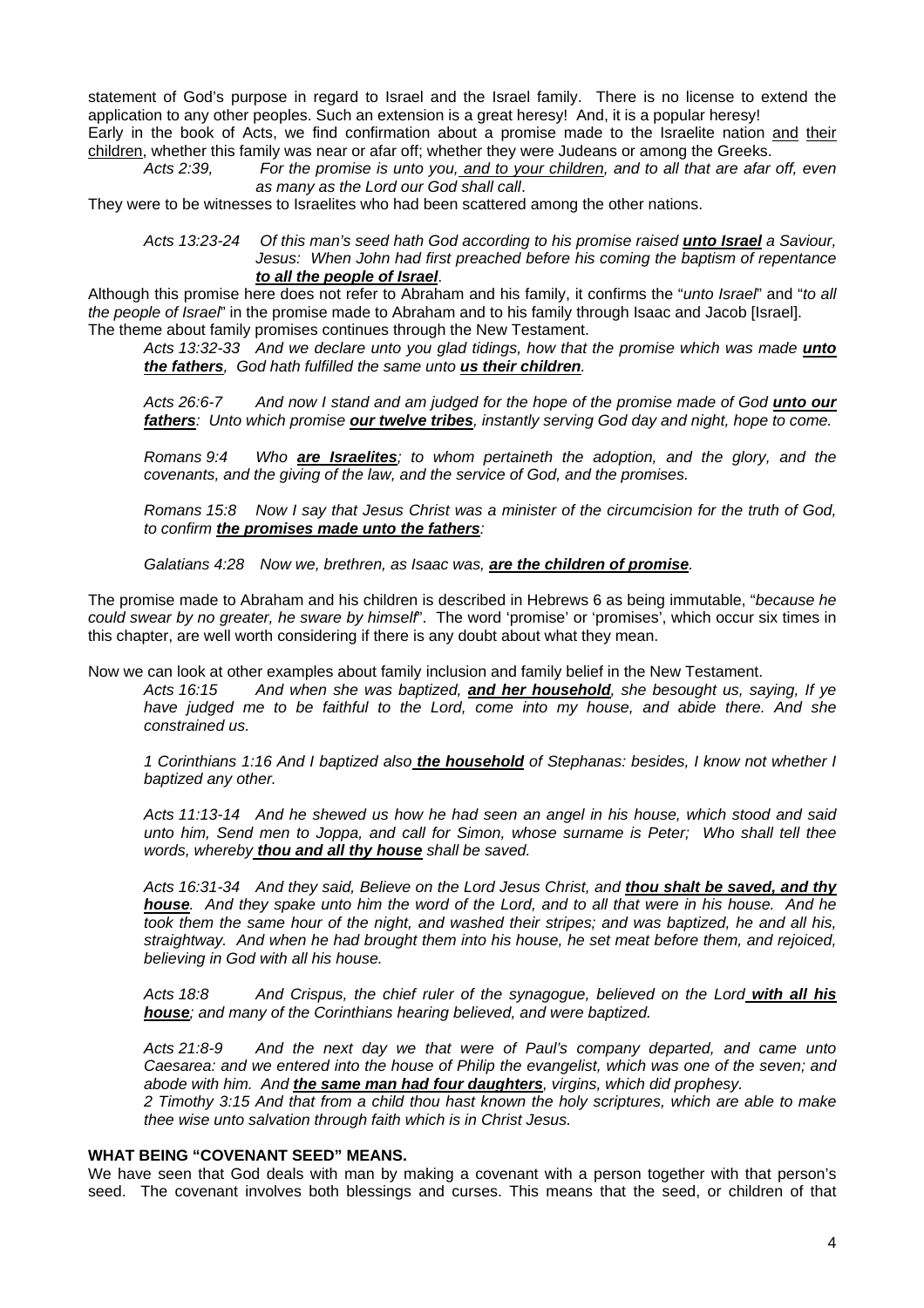statement of God's purpose in regard to Israel and the Israel family. There is no license to extend the application to any other peoples. Such an extension is a great heresy! And, it is a popular heresy!

Early in the book of Acts, we find confirmation about a promise made to the Israelite nation and their children, whether this family was near or afar off; whether they were Judeans or among the Greeks.

> *Acts 2:39, For the promise is unto you, and to your children, and to all that are afar off, even as many as the Lord our God shall call*.

They were to be witnesses to Israelites who had been scattered among the other nations.

> *Acts 13:23-24 Of this man's seed hath God according to his promise raised **unto Israel** a Saviour, Jesus: When John had first preached before his coming the baptism of repentance **to all the people of Israel**.*

Although this promise here does not refer to Abraham and his family, it confirms the "*unto Israel*" and "*to all the people of Israel*" in the promise made to Abraham and to his family through Isaac and Jacob [Israel].

The theme about family promises continues through the New Testament.

> *Acts 13:32-33 And we declare unto you glad tidings, how that the promise which was made **unto the fathers**, God hath fulfilled the same unto **us their children**.*
>
> *Acts 26:6-7 And now I stand and am judged for the hope of the promise made of God **unto our fathers**: Unto which promise **our twelve tribes**, instantly serving God day and night, hope to come.*
>
> *Romans 9:4 Who **are Israelites**; to whom pertaineth the adoption, and the glory, and the covenants, and the giving of the law, and the service of God, and the promises.*
>
> *Romans 15:8 Now I say that Jesus Christ was a minister of the circumcision for the truth of God, to confirm **the promises made unto the fathers**:*
>
> *Galatians 4:28 Now we, brethren, as Isaac was, **are the children of promise**.*

The promise made to Abraham and his children is described in Hebrews 6 as being immutable, "*because he could swear by no greater, he sware by himself*". The word 'promise' or 'promises', which occur six times in this chapter, are well worth considering if there is any doubt about what they mean.

Now we can look at other examples about family inclusion and family belief in the New Testament.

> *Acts 16:15 And when she was baptized, **and her household**, she besought us, saying, If ye have judged me to be faithful to the Lord, come into my house, and abide there. And she constrained us.*
>
> *1 Corinthians 1:16 And I baptized also **the household** of Stephanas: besides, I know not whether I baptized any other.*
>
> *Acts 11:13-14 And he shewed us how he had seen an angel in his house, which stood and said unto him, Send men to Joppa, and call for Simon, whose surname is Peter; Who shall tell thee words, whereby **thou and all thy house** shall be saved.*
>
> *Acts 16:31-34 And they said, Believe on the Lord Jesus Christ, and **thou shalt be saved, and thy house**. And they spake unto him the word of the Lord, and to all that were in his house. And he took them the same hour of the night, and washed their stripes; and was baptized, he and all his, straightway. And when he had brought them into his house, he set meat before them, and rejoiced, believing in God with all his house.*
>
> *Acts 18:8 And Crispus, the chief ruler of the synagogue, believed on the Lord **with all his house**; and many of the Corinthians hearing believed, and were baptized.*
>
> *Acts 21:8-9 And the next day we that were of Paul's company departed, and came unto Caesarea: and we entered into the house of Philip the evangelist, which was one of the seven; and abode with him. And **the same man had four daughters**, virgins, which did prophesy.*
>
> *2 Timothy 3:15 And that from a child thou hast known the holy scriptures, which are able to make thee wise unto salvation through faith which is in Christ Jesus.*

**WHAT BEING "COVENANT SEED" MEANS.**

We have seen that God deals with man by making a covenant with a person together with that person's seed. The covenant involves both blessings and curses. This means that the seed, or children of that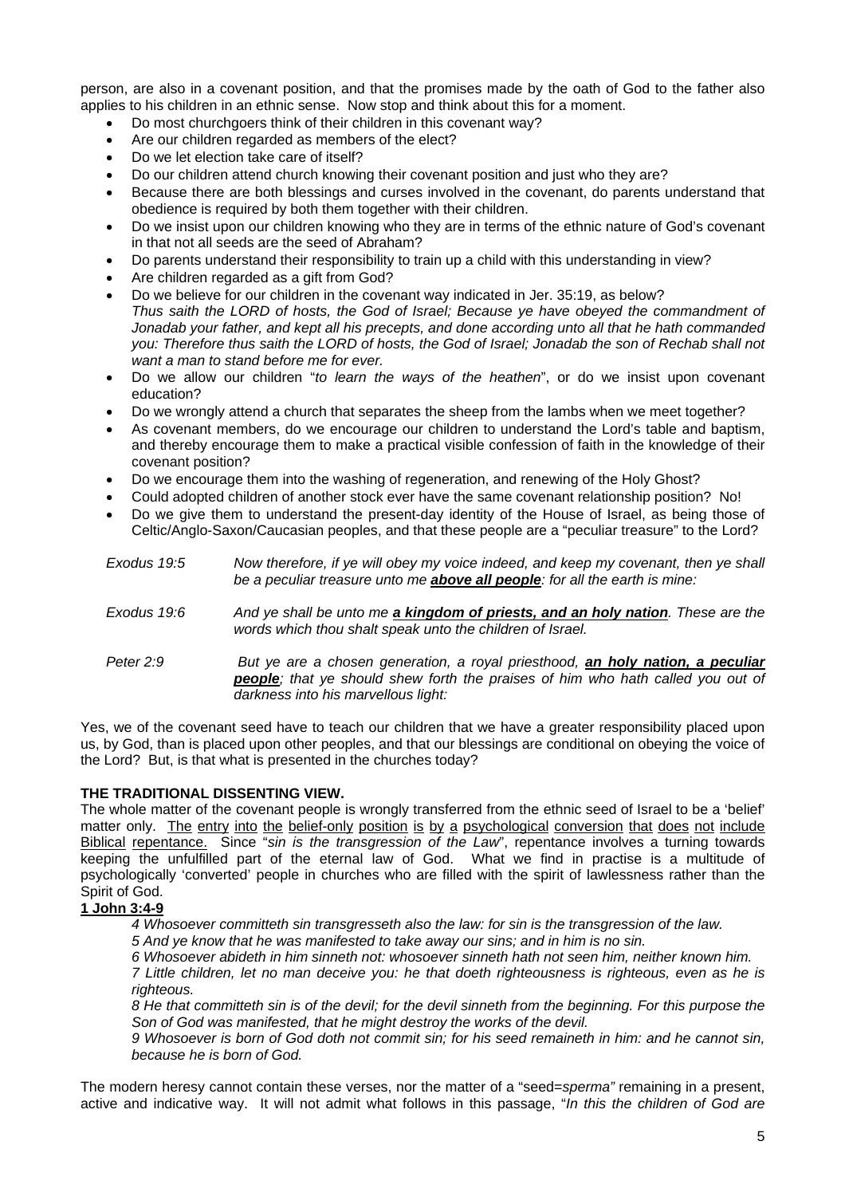person, are also in a covenant position, and that the promises made by the oath of God to the father also applies to his children in an ethnic sense. Now stop and think about this for a moment.

- Do most churchgoers think of their children in this covenant way?
- Are our children regarded as members of the elect?
- Do we let election take care of itself?
- Do our children attend church knowing their covenant position and just who they are?
- Because there are both blessings and curses involved in the covenant, do parents understand that obedience is required by both them together with their children.
- Do we insist upon our children knowing who they are in terms of the ethnic nature of God's covenant in that not all seeds are the seed of Abraham?
- Do parents understand their responsibility to train up a child with this understanding in view?
- Are children regarded as a gift from God?
- Do we believe for our children in the covenant way indicated in Jer. 35:19, as below?
  *Thus saith the LORD of hosts, the God of Israel; Because ye have obeyed the commandment of Jonadab your father, and kept all his precepts, and done according unto all that he hath commanded you: Therefore thus saith the LORD of hosts, the God of Israel; Jonadab the son of Rechab shall not want a man to stand before me for ever.*
- Do we allow our children "*to learn the ways of the heathen*", or do we insist upon covenant education?
- Do we wrongly attend a church that separates the sheep from the lambs when we meet together?
- As covenant members, do we encourage our children to understand the Lord's table and baptism, and thereby encourage them to make a practical visible confession of faith in the knowledge of their covenant position?
- Do we encourage them into the washing of regeneration, and renewing of the Holy Ghost?
- Could adopted children of another stock ever have the same covenant relationship position? No!
- Do we give them to understand the present-day identity of the House of Israel, as being those of Celtic/Anglo-Saxon/Caucasian peoples, and that these people are a "peculiar treasure" to the Lord?

*Exodus 19:5* — *Now therefore, if ye will obey my voice indeed, and keep my covenant, then ye shall be a peculiar treasure unto me* ***<u>above all people</u>****: for all the earth is mine:*

*Exodus 19:6* — *And ye shall be unto me* ***<u>a kingdom of priests, and an holy nation</u>****. These are the words which thou shalt speak unto the children of Israel.*

*Peter 2:9* — *But ye are a chosen generation, a royal priesthood,* ***<u>an holy nation, a peculiar people</u>****; that ye should shew forth the praises of him who hath called you out of darkness into his marvellous light:*

Yes, we of the covenant seed have to teach our children that we have a greater responsibility placed upon us, by God, than is placed upon other peoples, and that our blessings are conditional on obeying the voice of the Lord? But, is that what is presented in the churches today?

**THE TRADITIONAL DISSENTING VIEW.**

The whole matter of the covenant people is wrongly transferred from the ethnic seed of Israel to be a 'belief' matter only. <u>The entry into the belief-only position is by a psychological conversion that does not include Biblical repentance.</u> Since "*sin is the transgression of the Law*", repentance involves a turning towards keeping the unfulfilled part of the eternal law of God. What we find in practise is a multitude of psychologically 'converted' people in churches who are filled with the spirit of lawlessness rather than the Spirit of God.

**<u>1 John 3:4-9</u>**

*4 Whosoever committeth sin transgresseth also the law: for sin is the transgression of the law.*

*5 And ye know that he was manifested to take away our sins; and in him is no sin.*

*6 Whosoever abideth in him sinneth not: whosoever sinneth hath not seen him, neither known him.*

*7 Little children, let no man deceive you: he that doeth righteousness is righteous, even as he is righteous.*

*8 He that committeth sin is of the devil; for the devil sinneth from the beginning. For this purpose the Son of God was manifested, that he might destroy the works of the devil.*

*9 Whosoever is born of God doth not commit sin; for his seed remaineth in him: and he cannot sin, because he is born of God.*

The modern heresy cannot contain these verses, nor the matter of a "seed=*sperma"* remaining in a present, active and indicative way. It will not admit what follows in this passage, "*In this the children of God are*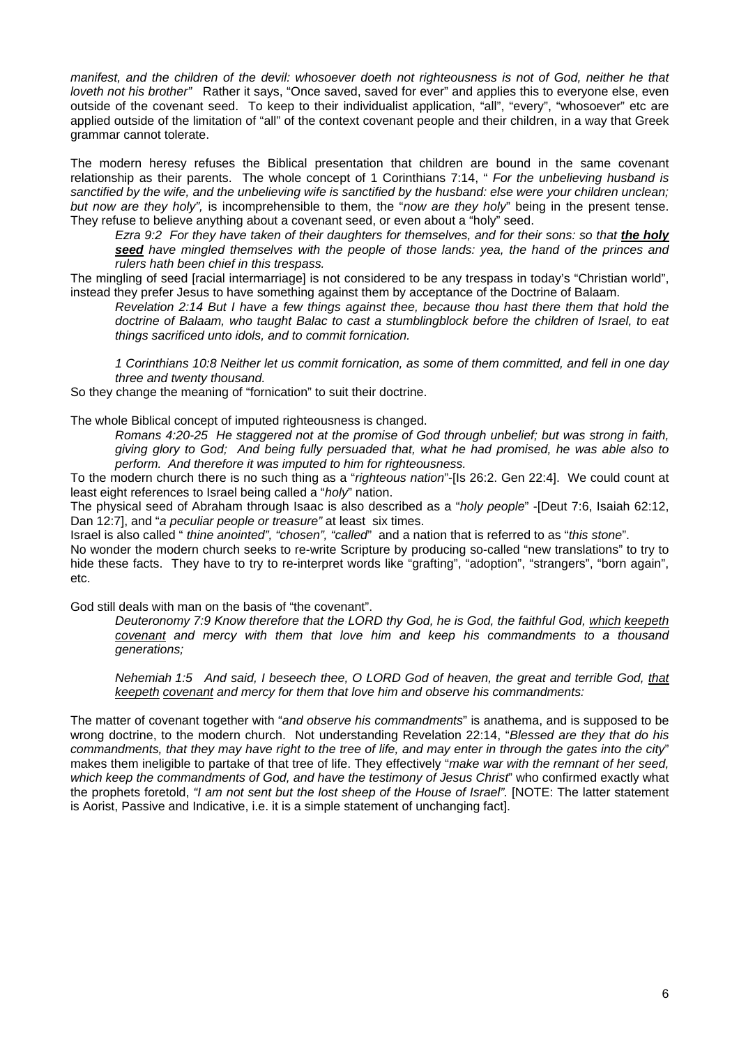*manifest, and the children of the devil: whosoever doeth not righteousness is not of God, neither he that loveth not his brother"* Rather it says, "Once saved, saved for ever" and applies this to everyone else, even outside of the covenant seed. To keep to their individualist application, "all", "every", "whosoever" etc are applied outside of the limitation of "all" of the context covenant people and their children, in a way that Greek grammar cannot tolerate.

The modern heresy refuses the Biblical presentation that children are bound in the same covenant relationship as their parents. The whole concept of 1 Corinthians 7:14, " *For the unbelieving husband is sanctified by the wife, and the unbelieving wife is sanctified by the husband: else were your children unclean; but now are they holy",* is incomprehensible to them, the "*now are they holy*" being in the present tense. They refuse to believe anything about a covenant seed, or even about a "holy" seed.

> *Ezra 9:2 For they have taken of their daughters for themselves, and for their sons: so that **the holy seed** have mingled themselves with the people of those lands: yea, the hand of the princes and rulers hath been chief in this trespass.*

The mingling of seed [racial intermarriage] is not considered to be any trespass in today's "Christian world", instead they prefer Jesus to have something against them by acceptance of the Doctrine of Balaam.

> *Revelation 2:14 But I have a few things against thee, because thou hast there them that hold the doctrine of Balaam, who taught Balac to cast a stumblingblock before the children of Israel, to eat things sacrificed unto idols, and to commit fornication.*
>
> *1 Corinthians 10:8 Neither let us commit fornication, as some of them committed, and fell in one day three and twenty thousand.*

So they change the meaning of "fornication" to suit their doctrine.

The whole Biblical concept of imputed righteousness is changed.

> *Romans 4:20-25 He staggered not at the promise of God through unbelief; but was strong in faith, giving glory to God; And being fully persuaded that, what he had promised, he was able also to perform. And therefore it was imputed to him for righteousness.*

To the modern church there is no such thing as a "*righteous nation*"-[Is 26:2. Gen 22:4]. We could count at least eight references to Israel being called a "*holy*" nation.

The physical seed of Abraham through Isaac is also described as a "*holy people*" -[Deut 7:6, Isaiah 62:12, Dan 12:7], and "*a peculiar people or treasure"* at least six times.

Israel is also called " *thine anointed", "chosen", "called*" and a nation that is referred to as "*this stone*".

No wonder the modern church seeks to re-write Scripture by producing so-called "new translations" to try to hide these facts. They have to try to re-interpret words like "grafting", "adoption", "strangers", "born again", etc.

God still deals with man on the basis of "the covenant".

> *Deuteronomy 7:9 Know therefore that the LORD thy God, he is God, the faithful God, <u>which</u> <u>keepeth</u> <u>covenant</u> and mercy with them that love him and keep his commandments to a thousand generations;*
>
> *Nehemiah 1:5 And said, I beseech thee, O LORD God of heaven, the great and terrible God, <u>that</u> <u>keepeth</u> <u>covenant</u> and mercy for them that love him and observe his commandments:*

The matter of covenant together with "*and observe his commandments*" is anathema, and is supposed to be wrong doctrine, to the modern church. Not understanding Revelation 22:14, "*Blessed are they that do his commandments, that they may have right to the tree of life, and may enter in through the gates into the city*" makes them ineligible to partake of that tree of life. They effectively "*make war with the remnant of her seed, which keep the commandments of God, and have the testimony of Jesus Christ*" who confirmed exactly what the prophets foretold, *"I am not sent but the lost sheep of the House of Israel".* [NOTE: The latter statement is Aorist, Passive and Indicative, i.e. it is a simple statement of unchanging fact].